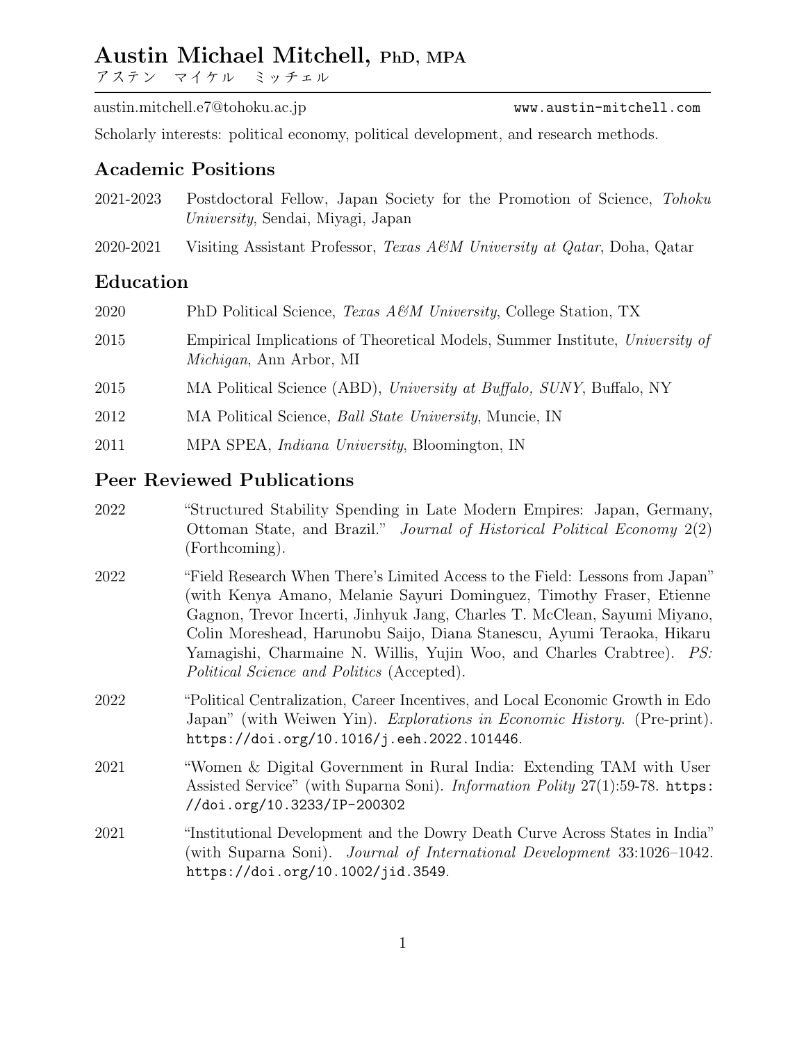# Austin Michael Mitchell, PhD, MPA

アステン　マイケル　ミッチェル

austin.mitchell.e7@tohoku.ac.jp　　www.austin-mitchell.com

Scholarly interests: political economy, political development, and research methods.

## Academic Positions

2021-2023　Postdoctoral Fellow, Japan Society for the Promotion of Science, *Tohoku University*, Sendai, Miyagi, Japan

2020-2021　Visiting Assistant Professor, *Texas A&M University at Qatar*, Doha, Qatar

## Education

2020　PhD Political Science, *Texas A&M University*, College Station, TX

2015　Empirical Implications of Theoretical Models, Summer Institute, *University of Michigan*, Ann Arbor, MI

2015　MA Political Science (ABD), *University at Buffalo, SUNY*, Buffalo, NY

2012　MA Political Science, *Ball State University*, Muncie, IN

2011　MPA SPEA, *Indiana University*, Bloomington, IN

## Peer Reviewed Publications

2022　"Structured Stability Spending in Late Modern Empires: Japan, Germany, Ottoman State, and Brazil." *Journal of Historical Political Economy* 2(2) (Forthcoming).

2022　"Field Research When There's Limited Access to the Field: Lessons from Japan" (with Kenya Amano, Melanie Sayuri Dominguez, Timothy Fraser, Etienne Gagnon, Trevor Incerti, Jinhyuk Jang, Charles T. McClean, Sayumi Miyano, Colin Moreshead, Harunobu Saijo, Diana Stanescu, Ayumi Teraoka, Hikaru Yamagishi, Charmaine N. Willis, Yujin Woo, and Charles Crabtree). *PS: Political Science and Politics* (Accepted).

2022　"Political Centralization, Career Incentives, and Local Economic Growth in Edo Japan" (with Weiwen Yin). *Explorations in Economic History*. (Pre-print). https://doi.org/10.1016/j.eeh.2022.101446.

2021　"Women & Digital Government in Rural India: Extending TAM with User Assisted Service" (with Suparna Soni). *Information Polity* 27(1):59-78. https://doi.org/10.3233/IP-200302

2021　"Institutional Development and the Dowry Death Curve Across States in India" (with Suparna Soni). *Journal of International Development* 33:1026–1042. https://doi.org/10.1002/jid.3549.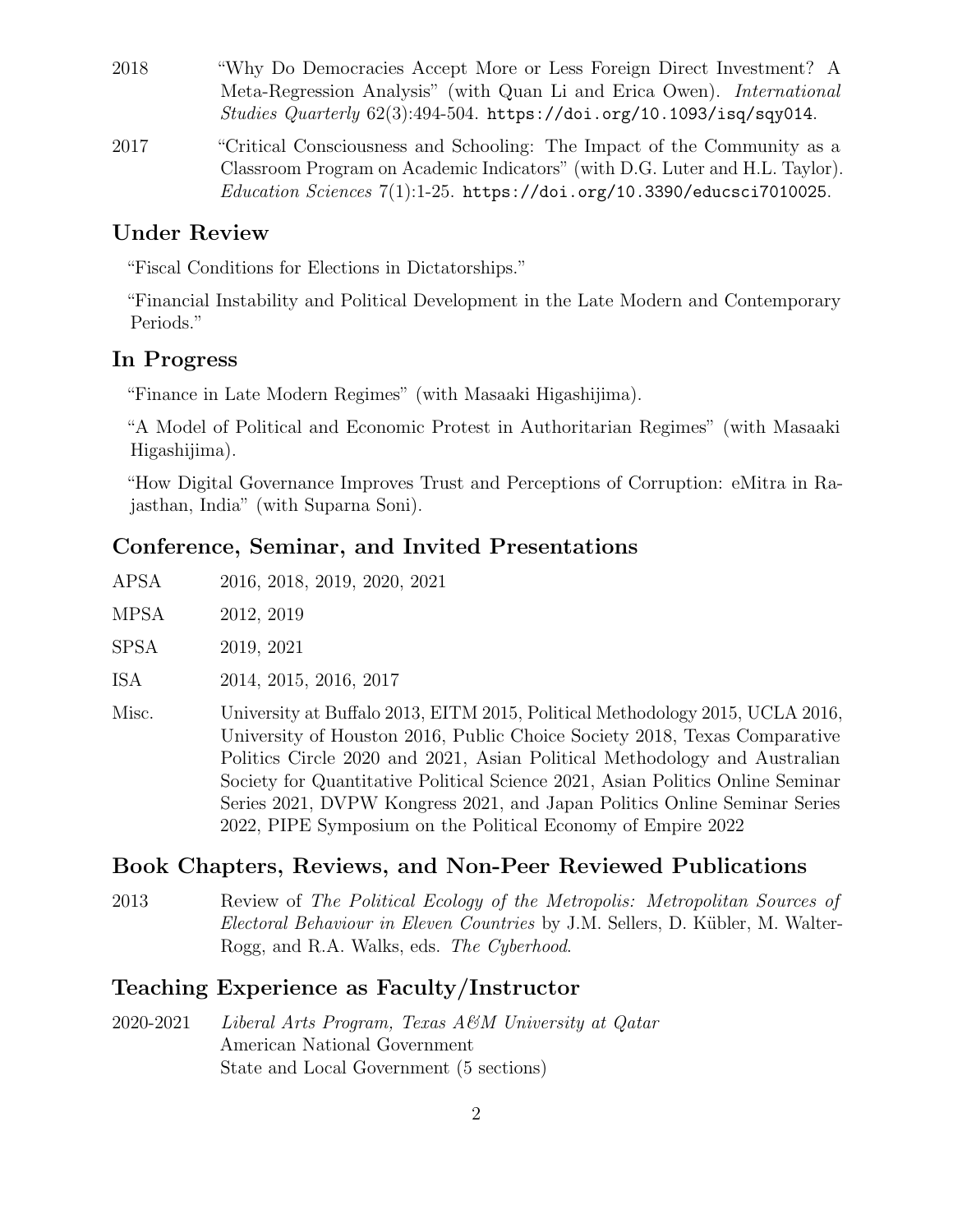2018 "Why Do Democracies Accept More or Less Foreign Direct Investment? A Meta-Regression Analysis" (with Quan Li and Erica Owen). *International Studies Quarterly* 62(3):494-504. `https://doi.org/10.1093/isq/sqy014`.

2017 "Critical Consciousness and Schooling: The Impact of the Community as a Classroom Program on Academic Indicators" (with D.G. Luter and H.L. Taylor). *Education Sciences* 7(1):1-25. `https://doi.org/10.3390/educsci7010025`.

## Under Review

"Fiscal Conditions for Elections in Dictatorships."

"Financial Instability and Political Development in the Late Modern and Contemporary Periods."

## In Progress

"Finance in Late Modern Regimes" (with Masaaki Higashijima).

"A Model of Political and Economic Protest in Authoritarian Regimes" (with Masaaki Higashijima).

"How Digital Governance Improves Trust and Perceptions of Corruption: eMitra in Rajasthan, India" (with Suparna Soni).

## Conference, Seminar, and Invited Presentations

APSA 2016, 2018, 2019, 2020, 2021

MPSA 2012, 2019

SPSA 2019, 2021

ISA 2014, 2015, 2016, 2017

Misc. University at Buffalo 2013, EITM 2015, Political Methodology 2015, UCLA 2016, University of Houston 2016, Public Choice Society 2018, Texas Comparative Politics Circle 2020 and 2021, Asian Political Methodology and Australian Society for Quantitative Political Science 2021, Asian Politics Online Seminar Series 2021, DVPW Kongress 2021, and Japan Politics Online Seminar Series 2022, PIPE Symposium on the Political Economy of Empire 2022

## Book Chapters, Reviews, and Non-Peer Reviewed Publications

2013 Review of *The Political Ecology of the Metropolis: Metropolitan Sources of Electoral Behaviour in Eleven Countries* by J.M. Sellers, D. Kübler, M. Walter-Rogg, and R.A. Walks, eds. *The Cyberhood*.

## Teaching Experience as Faculty/Instructor

2020-2021 *Liberal Arts Program, Texas A&M University at Qatar*
American National Government
State and Local Government (5 sections)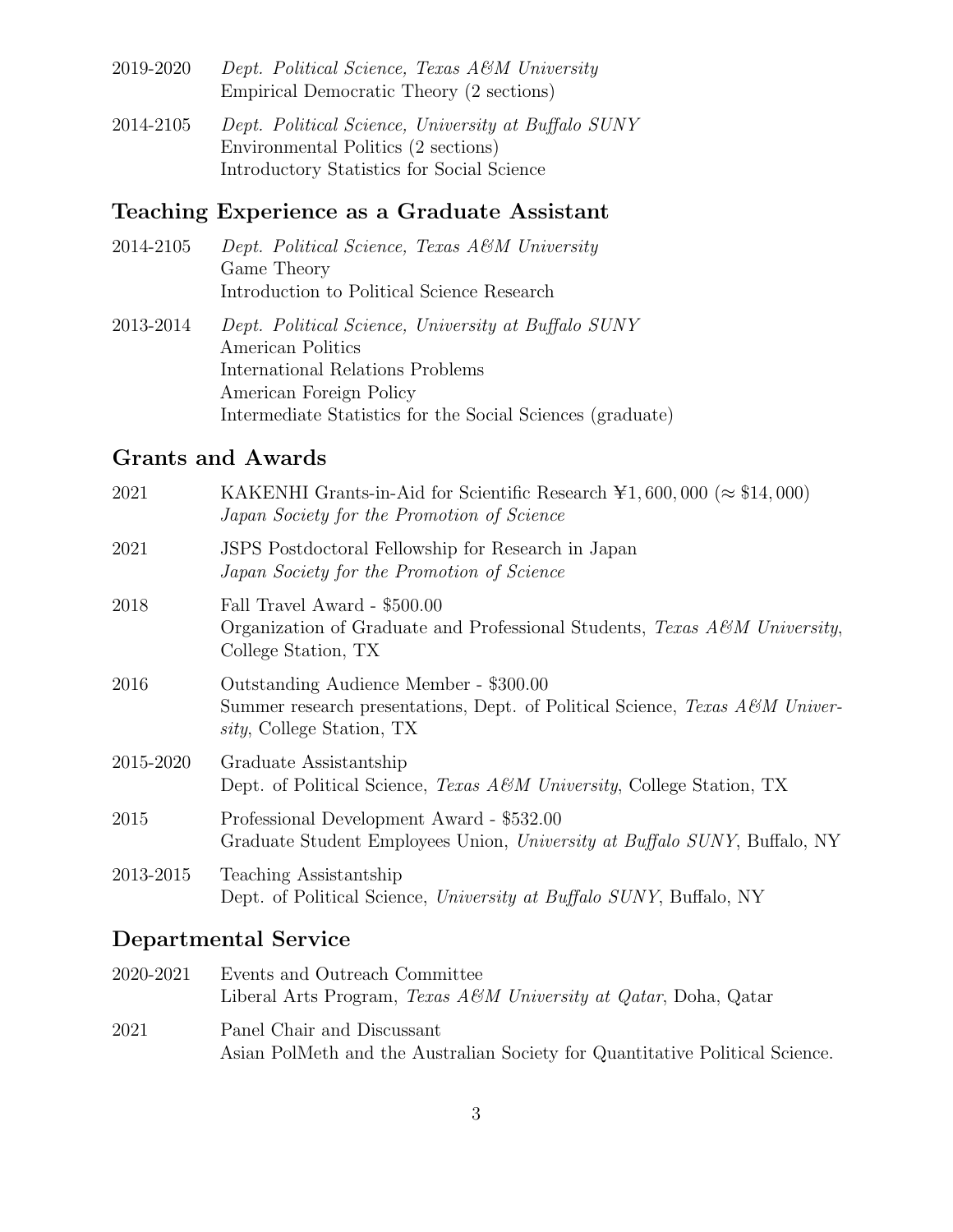2019-2020 *Dept. Political Science, Texas A&M University*
Empirical Democratic Theory (2 sections)

2014-2105 *Dept. Political Science, University at Buffalo SUNY*
Environmental Politics (2 sections)
Introductory Statistics for Social Science

## Teaching Experience as a Graduate Assistant

2014-2105 *Dept. Political Science, Texas A&M University*
Game Theory
Introduction to Political Science Research

2013-2014 *Dept. Political Science, University at Buffalo SUNY*
American Politics
International Relations Problems
American Foreign Policy
Intermediate Statistics for the Social Sciences (graduate)

## Grants and Awards

2021 KAKENHI Grants-in-Aid for Scientific Research ¥1, 600, 000 ($\approx$ \$14, 000)
*Japan Society for the Promotion of Science*

2021 JSPS Postdoctoral Fellowship for Research in Japan
*Japan Society for the Promotion of Science*

2018 Fall Travel Award - \$500.00
Organization of Graduate and Professional Students, *Texas A&M University*, College Station, TX

2016 Outstanding Audience Member - \$300.00
Summer research presentations, Dept. of Political Science, *Texas A&M University*, College Station, TX

2015-2020 Graduate Assistantship
Dept. of Political Science, *Texas A&M University*, College Station, TX

2015 Professional Development Award - \$532.00
Graduate Student Employees Union, *University at Buffalo SUNY*, Buffalo, NY

2013-2015 Teaching Assistantship
Dept. of Political Science, *University at Buffalo SUNY*, Buffalo, NY

## Departmental Service

2020-2021 Events and Outreach Committee
Liberal Arts Program, *Texas A&M University at Qatar*, Doha, Qatar

2021 Panel Chair and Discussant
Asian PolMeth and the Australian Society for Quantitative Political Science.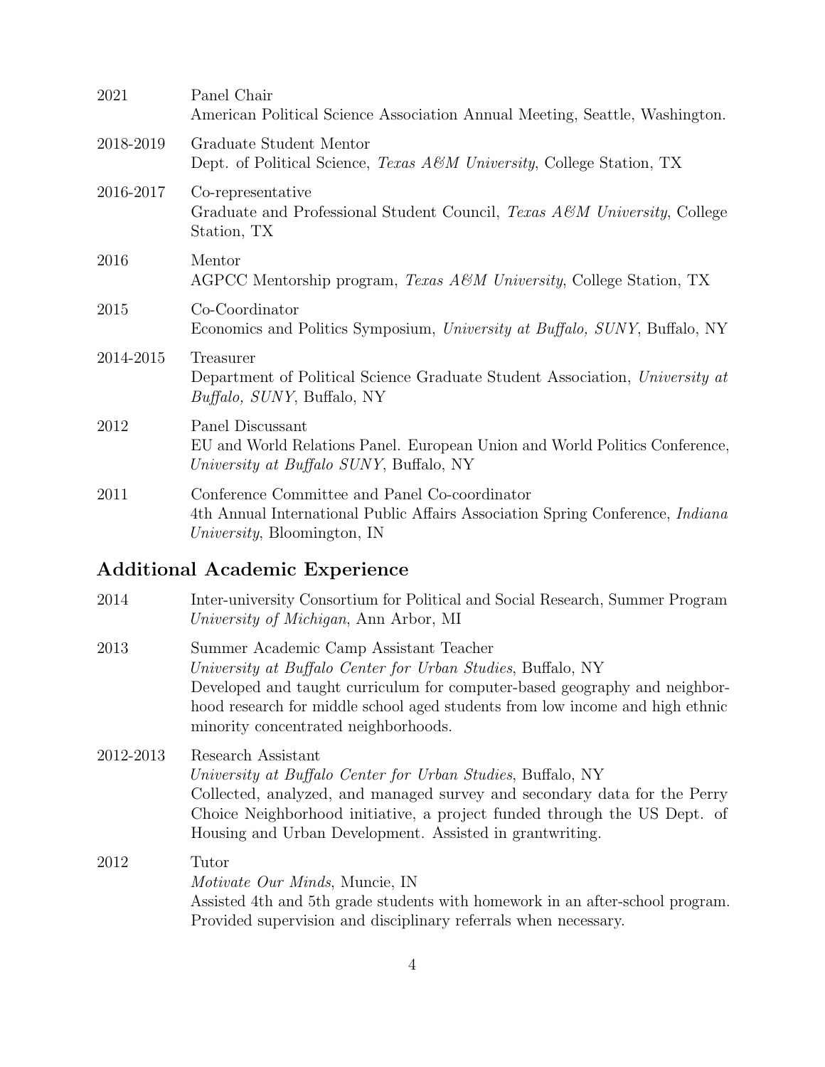2021 Panel Chair
American Political Science Association Annual Meeting, Seattle, Washington.

2018-2019 Graduate Student Mentor
Dept. of Political Science, *Texas A&M University*, College Station, TX

2016-2017 Co-representative
Graduate and Professional Student Council, *Texas A&M University*, College Station, TX

2016 Mentor
AGPCC Mentorship program, *Texas A&M University*, College Station, TX

2015 Co-Coordinator
Economics and Politics Symposium, *University at Buffalo, SUNY*, Buffalo, NY

2014-2015 Treasurer
Department of Political Science Graduate Student Association, *University at Buffalo, SUNY*, Buffalo, NY

2012 Panel Discussant
EU and World Relations Panel. European Union and World Politics Conference, *University at Buffalo SUNY*, Buffalo, NY

2011 Conference Committee and Panel Co-coordinator
4th Annual International Public Affairs Association Spring Conference, *Indiana University*, Bloomington, IN

## Additional Academic Experience

2014 Inter-university Consortium for Political and Social Research, Summer Program
*University of Michigan*, Ann Arbor, MI

2013 Summer Academic Camp Assistant Teacher
*University at Buffalo Center for Urban Studies*, Buffalo, NY
Developed and taught curriculum for computer-based geography and neighborhood research for middle school aged students from low income and high ethnic minority concentrated neighborhoods.

2012-2013 Research Assistant
*University at Buffalo Center for Urban Studies*, Buffalo, NY
Collected, analyzed, and managed survey and secondary data for the Perry Choice Neighborhood initiative, a project funded through the US Dept. of Housing and Urban Development. Assisted in grantwriting.

2012 Tutor
*Motivate Our Minds*, Muncie, IN
Assisted 4th and 5th grade students with homework in an after-school program. Provided supervision and disciplinary referrals when necessary.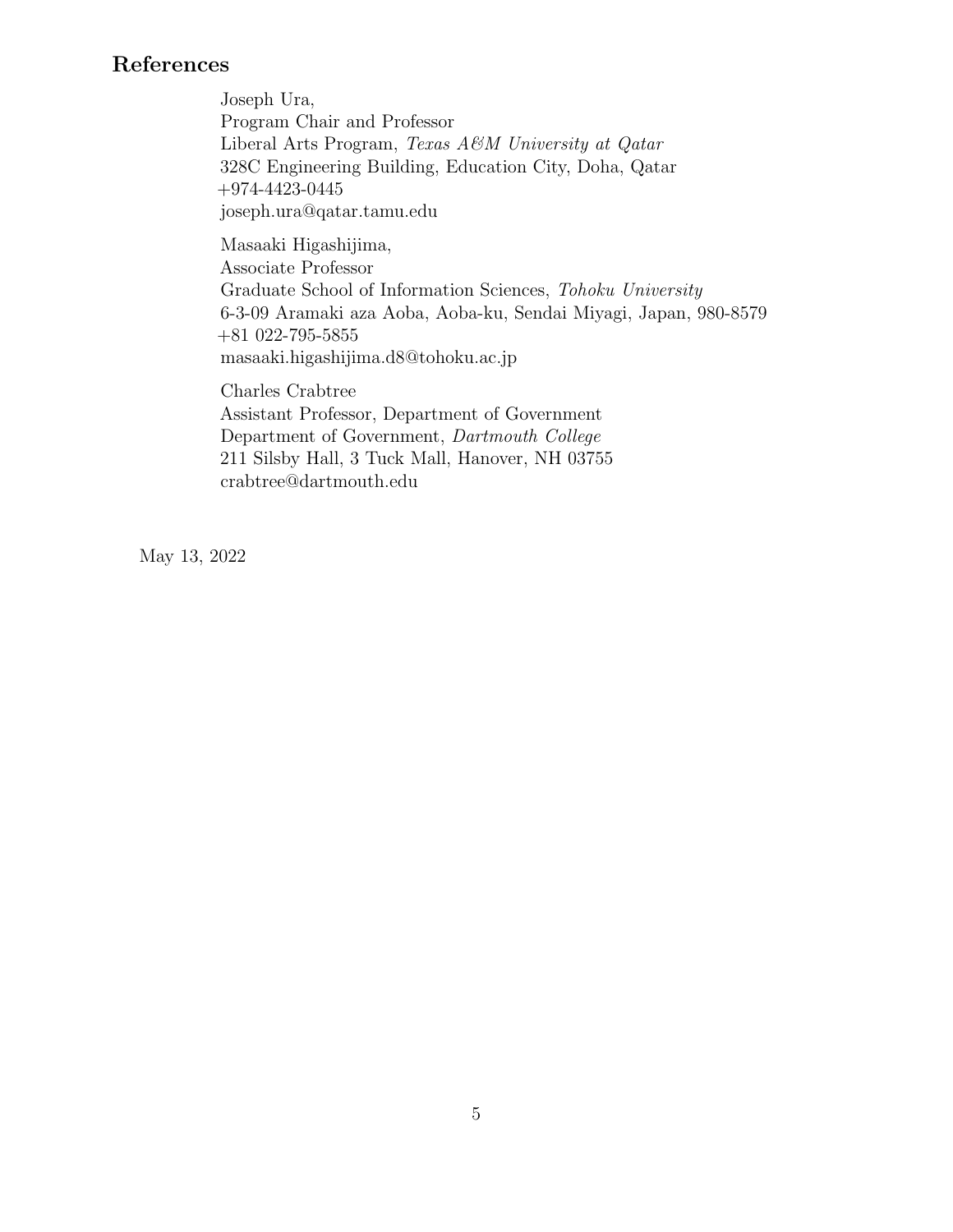## References

Joseph Ura,  
Program Chair and Professor  
Liberal Arts Program, *Texas A&M University at Qatar*  
328C Engineering Building, Education City, Doha, Qatar  
+974-4423-0445  
joseph.ura@qatar.tamu.edu

Masaaki Higashijima,  
Associate Professor  
Graduate School of Information Sciences, *Tohoku University*  
6-3-09 Aramaki aza Aoba, Aoba-ku, Sendai Miyagi, Japan, 980-8579  
+81 022-795-5855  
masaaki.higashijima.d8@tohoku.ac.jp

Charles Crabtree  
Assistant Professor, Department of Government  
Department of Government, *Dartmouth College*  
211 Silsby Hall, 3 Tuck Mall, Hanover, NH 03755  
crabtree@dartmouth.edu

May 13, 2022